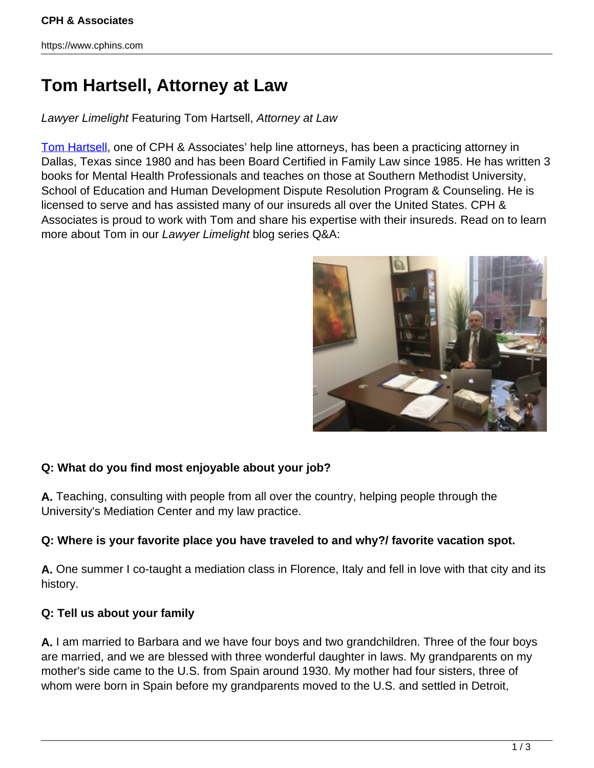# Tom Hartsell, Attorney at Law

*Lawyer Limelight* Featuring Tom Hartsell, *Attorney at Law*

Tom Hartsell, one of CPH & Associates' help line attorneys, has been a practicing attorney in Dallas, Texas since 1980 and has been Board Certified in Family Law since 1985. He has written 3 books for Mental Health Professionals and teaches on those at Southern Methodist University, School of Education and Human Development Dispute Resolution Program & Counseling. He is licensed to serve and has assisted many of our insureds all over the United States. CPH & Associates is proud to work with Tom and share his expertise with their insureds. Read on to learn more about Tom in our *Lawyer Limelight* blog series Q&A:

**Q: What do you find most enjoyable about your job?**

**A.** Teaching, consulting with people from all over the country, helping people through the University's Mediation Center and my law practice.

**Q: Where is your favorite place you have traveled to and why?/ favorite vacation spot.**

**A.** One summer I co-taught a mediation class in Florence, Italy and fell in love with that city and its history.

**Q: Tell us about your family**

**A.** I am married to Barbara and we have four boys and two grandchildren. Three of the four boys are married, and we are blessed with three wonderful daughter in laws. My grandparents on my mother's side came to the U.S. from Spain around 1930. My mother had four sisters, three of whom were born in Spain before my grandparents moved to the U.S. and settled in Detroit,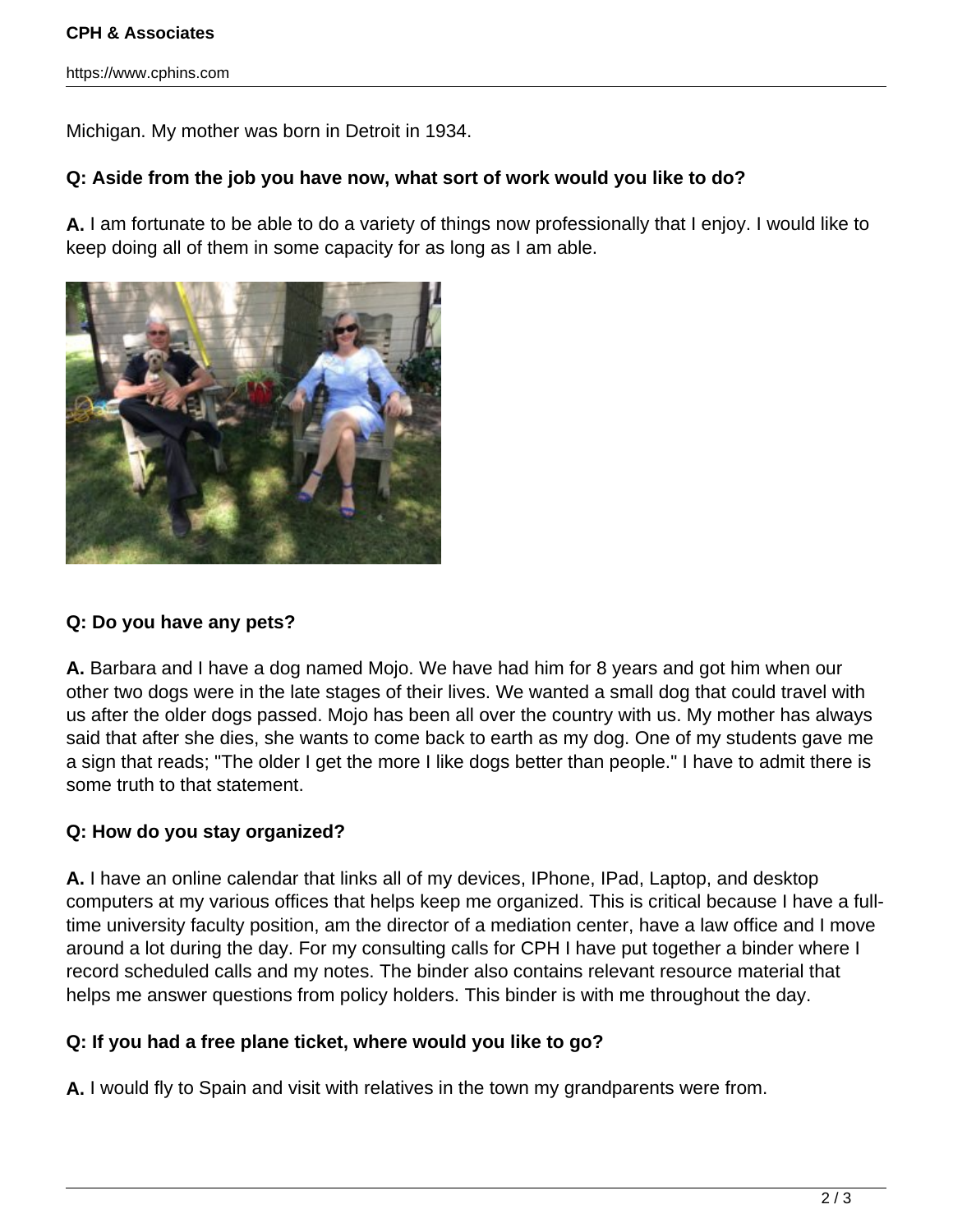Michigan. My mother was born in Detroit in 1934.

**Q: Aside from the job you have now, what sort of work would you like to do?**

**A.** I am fortunate to be able to do a variety of things now professionally that I enjoy. I would like to keep doing all of them in some capacity for as long as I am able.

**Q: Do you have any pets?**

**A.** Barbara and I have a dog named Mojo. We have had him for 8 years and got him when our other two dogs were in the late stages of their lives. We wanted a small dog that could travel with us after the older dogs passed. Mojo has been all over the country with us. My mother has always said that after she dies, she wants to come back to earth as my dog. One of my students gave me a sign that reads; "The older I get the more I like dogs better than people." I have to admit there is some truth to that statement.

**Q: How do you stay organized?**

**A.** I have an online calendar that links all of my devices, IPhone, IPad, Laptop, and desktop computers at my various offices that helps keep me organized. This is critical because I have a full-time university faculty position, am the director of a mediation center, have a law office and I move around a lot during the day. For my consulting calls for CPH I have put together a binder where I record scheduled calls and my notes. The binder also contains relevant resource material that helps me answer questions from policy holders. This binder is with me throughout the day.

**Q: If you had a free plane ticket, where would you like to go?**

**A.** I would fly to Spain and visit with relatives in the town my grandparents were from.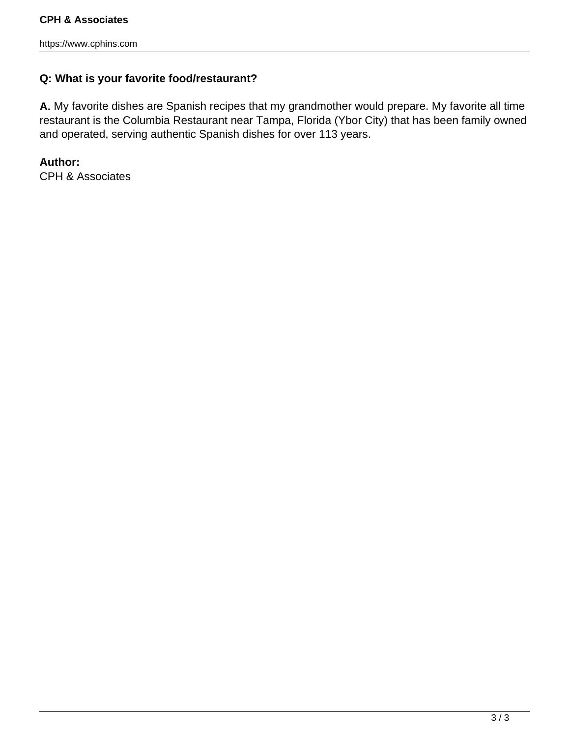**Q: What is your favorite food/restaurant?**

**A.** My favorite dishes are Spanish recipes that my grandmother would prepare. My favorite all time restaurant is the Columbia Restaurant near Tampa, Florida (Ybor City) that has been family owned and operated, serving authentic Spanish dishes for over 113 years.

**Author:**
CPH & Associates